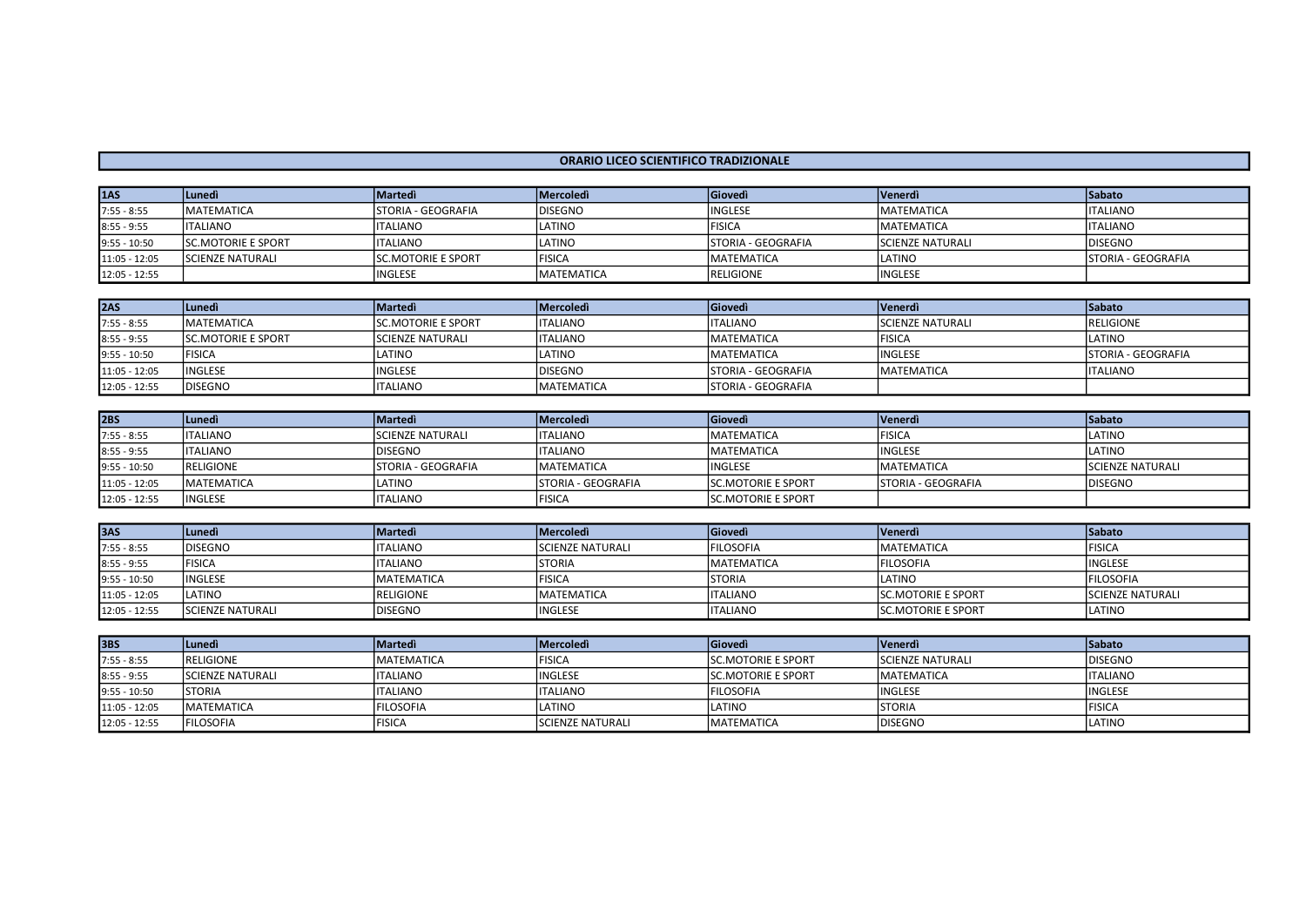# ORARIO LICEO SCIENTIFICO TRADIZIONALE

| 1AS | Lunedì | Martedì | Mercoledì | Giovedì | Venerdì | Sabato |
| --- | --- | --- | --- | --- | --- | --- |
| 7:55 - 8:55 | MATEMATICA | STORIA - GEOGRAFIA | DISEGNO | INGLESE | MATEMATICA | ITALIANO |
| 8:55 - 9:55 | ITALIANO | ITALIANO | LATINO | FISICA | MATEMATICA | ITALIANO |
| 9:55 - 10:50 | SC.MOTORIE E SPORT | ITALIANO | LATINO | STORIA - GEOGRAFIA | SCIENZE NATURALI | DISEGNO |
| 11:05 - 12:05 | SCIENZE NATURALI | SC.MOTORIE E SPORT | FISICA | MATEMATICA | LATINO | STORIA - GEOGRAFIA |
| 12:05 - 12:55 | | INGLESE | MATEMATICA | RELIGIONE | INGLESE | |

| 2AS | Lunedì | Martedì | Mercoledì | Giovedì | Venerdì | Sabato |
| --- | --- | --- | --- | --- | --- | --- |
| 7:55 - 8:55 | MATEMATICA | SC.MOTORIE E SPORT | ITALIANO | ITALIANO | SCIENZE NATURALI | RELIGIONE |
| 8:55 - 9:55 | SC.MOTORIE E SPORT | SCIENZE NATURALI | ITALIANO | MATEMATICA | FISICA | LATINO |
| 9:55 - 10:50 | FISICA | LATINO | LATINO | MATEMATICA | INGLESE | STORIA - GEOGRAFIA |
| 11:05 - 12:05 | INGLESE | INGLESE | DISEGNO | STORIA - GEOGRAFIA | MATEMATICA | ITALIANO |
| 12:05 - 12:55 | DISEGNO | ITALIANO | MATEMATICA | STORIA - GEOGRAFIA | | |

| 2BS | Lunedì | Martedì | Mercoledì | Giovedì | Venerdì | Sabato |
| --- | --- | --- | --- | --- | --- | --- |
| 7:55 - 8:55 | ITALIANO | SCIENZE NATURALI | ITALIANO | MATEMATICA | FISICA | LATINO |
| 8:55 - 9:55 | ITALIANO | DISEGNO | ITALIANO | MATEMATICA | INGLESE | LATINO |
| 9:55 - 10:50 | RELIGIONE | STORIA - GEOGRAFIA | MATEMATICA | INGLESE | MATEMATICA | SCIENZE NATURALI |
| 11:05 - 12:05 | MATEMATICA | LATINO | STORIA - GEOGRAFIA | SC.MOTORIE E SPORT | STORIA - GEOGRAFIA | DISEGNO |
| 12:05 - 12:55 | INGLESE | ITALIANO | FISICA | SC.MOTORIE E SPORT | | |

| 3AS | Lunedì | Martedì | Mercoledì | Giovedì | Venerdì | Sabato |
| --- | --- | --- | --- | --- | --- | --- |
| 7:55 - 8:55 | DISEGNO | ITALIANO | SCIENZE NATURALI | FILOSOFIA | MATEMATICA | FISICA |
| 8:55 - 9:55 | FISICA | ITALIANO | STORIA | MATEMATICA | FILOSOFIA | INGLESE |
| 9:55 - 10:50 | INGLESE | MATEMATICA | FISICA | STORIA | LATINO | FILOSOFIA |
| 11:05 - 12:05 | LATINO | RELIGIONE | MATEMATICA | ITALIANO | SC.MOTORIE E SPORT | SCIENZE NATURALI |
| 12:05 - 12:55 | SCIENZE NATURALI | DISEGNO | INGLESE | ITALIANO | SC.MOTORIE E SPORT | LATINO |

| 3BS | Lunedì | Martedì | Mercoledì | Giovedì | Venerdì | Sabato |
| --- | --- | --- | --- | --- | --- | --- |
| 7:55 - 8:55 | RELIGIONE | MATEMATICA | FISICA | SC.MOTORIE E SPORT | SCIENZE NATURALI | DISEGNO |
| 8:55 - 9:55 | SCIENZE NATURALI | ITALIANO | INGLESE | SC.MOTORIE E SPORT | MATEMATICA | ITALIANO |
| 9:55 - 10:50 | STORIA | ITALIANO | ITALIANO | FILOSOFIA | INGLESE | INGLESE |
| 11:05 - 12:05 | MATEMATICA | FILOSOFIA | LATINO | LATINO | STORIA | FISICA |
| 12:05 - 12:55 | FILOSOFIA | FISICA | SCIENZE NATURALI | MATEMATICA | DISEGNO | LATINO |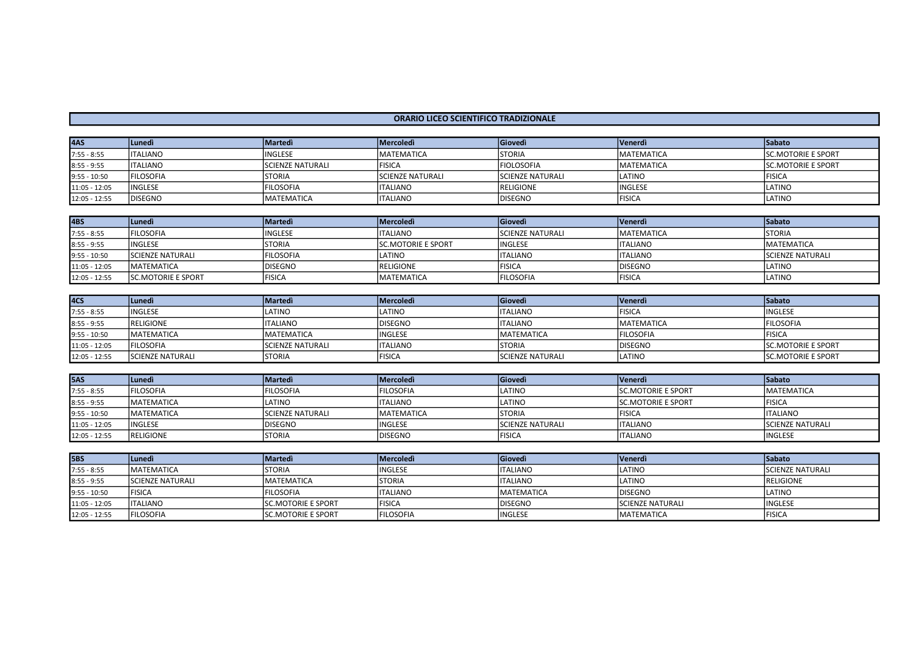## ORARIO LICEO SCIENTIFICO TRADIZIONALE

| 4AS | Lunedì | Martedì | Mercoledì | Giovedì | Venerdì | Sabato |
|---|---|---|---|---|---|---|
| 7:55 - 8:55 | ITALIANO | INGLESE | MATEMATICA | STORIA | MATEMATICA | SC.MOTORIE E SPORT |
| 8:55 - 9:55 | ITALIANO | SCIENZE NATURALI | FISICA | FIOLOSOFIA | MATEMATICA | SC.MOTORIE E SPORT |
| 9:55 - 10:50 | FILOSOFIA | STORIA | SCIENZE NATURALI | SCIENZE NATURALI | LATINO | FISICA |
| 11:05 - 12:05 | INGLESE | FILOSOFIA | ITALIANO | RELIGIONE | INGLESE | LATINO |
| 12:05 - 12:55 | DISEGNO | MATEMATICA | ITALIANO | DISEGNO | FISICA | LATINO |

| 4BS | Lunedì | Martedì | Mercoledì | Giovedì | Venerdì | Sabato |
|---|---|---|---|---|---|---|
| 7:55 - 8:55 | FILOSOFIA | INGLESE | ITALIANO | SCIENZE NATURALI | MATEMATICA | STORIA |
| 8:55 - 9:55 | INGLESE | STORIA | SC.MOTORIE E SPORT | INGLESE | ITALIANO | MATEMATICA |
| 9:55 - 10:50 | SCIENZE NATURALI | FILOSOFIA | LATINO | ITALIANO | ITALIANO | SCIENZE NATURALI |
| 11:05 - 12:05 | MATEMATICA | DISEGNO | RELIGIONE | FISICA | DISEGNO | LATINO |
| 12:05 - 12:55 | SC.MOTORIE E SPORT | FISICA | MATEMATICA | FILOSOFIA | FISICA | LATINO |

| 4CS | Lunedì | Martedì | Mercoledì | Giovedì | Venerdì | Sabato |
|---|---|---|---|---|---|---|
| 7:55 - 8:55 | INGLESE | LATINO | LATINO | ITALIANO | FISICA | INGLESE |
| 8:55 - 9:55 | RELIGIONE | ITALIANO | DISEGNO | ITALIANO | MATEMATICA | FILOSOFIA |
| 9:55 - 10:50 | MATEMATICA | MATEMATICA | INGLESE | MATEMATICA | FILOSOFIA | FISICA |
| 11:05 - 12:05 | FILOSOFIA | SCIENZE NATURALI | ITALIANO | STORIA | DISEGNO | SC.MOTORIE E SPORT |
| 12:05 - 12:55 | SCIENZE NATURALI | STORIA | FISICA | SCIENZE NATURALI | LATINO | SC.MOTORIE E SPORT |

| 5AS | Lunedì | Martedì | Mercoledì | Giovedì | Venerdì | Sabato |
|---|---|---|---|---|---|---|
| 7:55 - 8:55 | FILOSOFIA | FILOSOFIA | FILOSOFIA | LATINO | SC.MOTORIE E SPORT | MATEMATICA |
| 8:55 - 9:55 | MATEMATICA | LATINO | ITALIANO | LATINO | SC.MOTORIE E SPORT | FISICA |
| 9:55 - 10:50 | MATEMATICA | SCIENZE NATURALI | MATEMATICA | STORIA | FISICA | ITALIANO |
| 11:05 - 12:05 | INGLESE | DISEGNO | INGLESE | SCIENZE NATURALI | ITALIANO | SCIENZE NATURALI |
| 12:05 - 12:55 | RELIGIONE | STORIA | DISEGNO | FISICA | ITALIANO | INGLESE |

| 5BS | Lunedì | Martedì | Mercoledì | Giovedì | Venerdì | Sabato |
|---|---|---|---|---|---|---|
| 7:55 - 8:55 | MATEMATICA | STORIA | INGLESE | ITALIANO | LATINO | SCIENZE NATURALI |
| 8:55 - 9:55 | SCIENZE NATURALI | MATEMATICA | STORIA | ITALIANO | LATINO | RELIGIONE |
| 9:55 - 10:50 | FISICA | FILOSOFIA | ITALIANO | MATEMATICA | DISEGNO | LATINO |
| 11:05 - 12:05 | ITALIANO | SC.MOTORIE E SPORT | FISICA | DISEGNO | SCIENZE NATURALI | INGLESE |
| 12:05 - 12:55 | FILOSOFIA | SC.MOTORIE E SPORT | FILOSOFIA | INGLESE | MATEMATICA | FISICA |